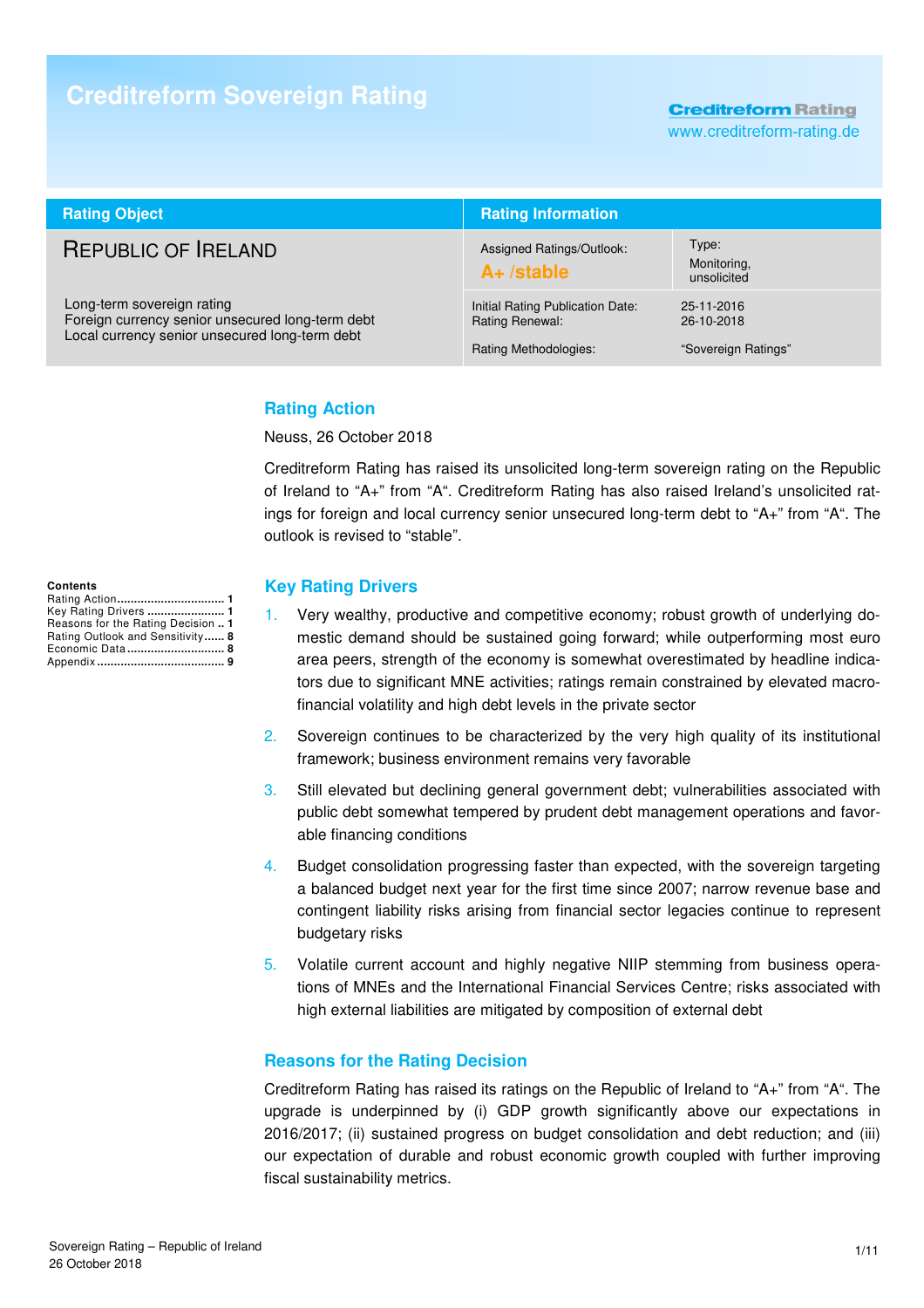# Creditreform Sovereign Rating

Creditreform Rating
www.creditreform-rating.de

| Rating Object | Rating Information | |
|---|---|---|
| REPUBLIC OF IRELAND | Assigned Ratings/Outlook: **A+ /stable** | Type: Monitoring, unsolicited |
| Long-term sovereign rating<br>Foreign currency senior unsecured long-term debt<br>Local currency senior unsecured long-term debt | Initial Rating Publication Date:<br>Rating Renewal:<br><br>Rating Methodologies: | 25-11-2016<br>26-10-2018<br><br>"Sovereign Ratings" |

**Contents**

Rating Action ............................... 1
Key Rating Drivers ....................... 1
Reasons for the Rating Decision .. 1
Rating Outlook and Sensitivity ...... 8
Economic Data ............................. 8
Appendix ...................................... 9

## Rating Action

Neuss, 26 October 2018

Creditreform Rating has raised its unsolicited long-term sovereign rating on the Republic of Ireland to "A+" from "A". Creditreform Rating has also raised Ireland's unsolicited ratings for foreign and local currency senior unsecured long-term debt to "A+" from "A". The outlook is revised to "stable".

## Key Rating Drivers

1. Very wealthy, productive and competitive economy; robust growth of underlying domestic demand should be sustained going forward; while outperforming most euro area peers, strength of the economy is somewhat overestimated by headline indicators due to significant MNE activities; ratings remain constrained by elevated macro-financial volatility and high debt levels in the private sector
2. Sovereign continues to be characterized by the very high quality of its institutional framework; business environment remains very favorable
3. Still elevated but declining general government debt; vulnerabilities associated with public debt somewhat tempered by prudent debt management operations and favorable financing conditions
4. Budget consolidation progressing faster than expected, with the sovereign targeting a balanced budget next year for the first time since 2007; narrow revenue base and contingent liability risks arising from financial sector legacies continue to represent budgetary risks
5. Volatile current account and highly negative NIIP stemming from business operations of MNEs and the International Financial Services Centre; risks associated with high external liabilities are mitigated by composition of external debt

## Reasons for the Rating Decision

Creditreform Rating has raised its ratings on the Republic of Ireland to "A+" from "A". The upgrade is underpinned by (i) GDP growth significantly above our expectations in 2016/2017; (ii) sustained progress on budget consolidation and debt reduction; and (iii) our expectation of durable and robust economic growth coupled with further improving fiscal sustainability metrics.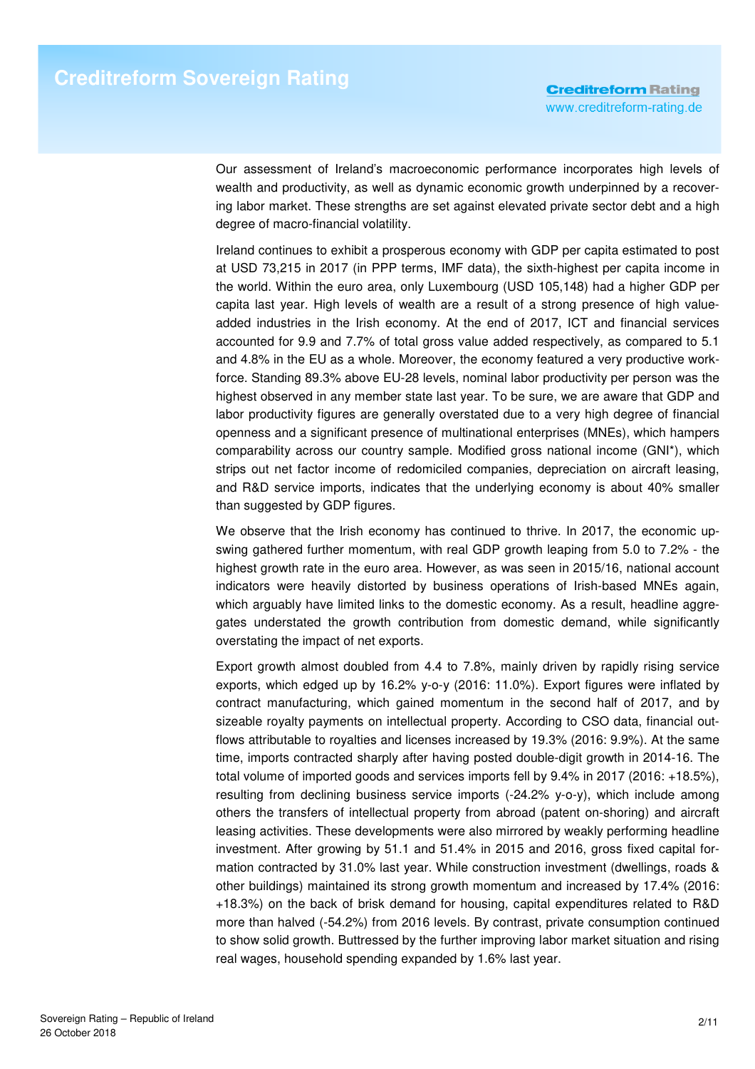Our assessment of Ireland's macroeconomic performance incorporates high levels of wealth and productivity, as well as dynamic economic growth underpinned by a recovering labor market. These strengths are set against elevated private sector debt and a high degree of macro-financial volatility.

Ireland continues to exhibit a prosperous economy with GDP per capita estimated to post at USD 73,215 in 2017 (in PPP terms, IMF data), the sixth-highest per capita income in the world. Within the euro area, only Luxembourg (USD 105,148) had a higher GDP per capita last year. High levels of wealth are a result of a strong presence of high value-added industries in the Irish economy. At the end of 2017, ICT and financial services accounted for 9.9 and 7.7% of total gross value added respectively, as compared to 5.1 and 4.8% in the EU as a whole. Moreover, the economy featured a very productive workforce. Standing 89.3% above EU-28 levels, nominal labor productivity per person was the highest observed in any member state last year. To be sure, we are aware that GDP and labor productivity figures are generally overstated due to a very high degree of financial openness and a significant presence of multinational enterprises (MNEs), which hampers comparability across our country sample. Modified gross national income (GNI*), which strips out net factor income of redomiciled companies, depreciation on aircraft leasing, and R&D service imports, indicates that the underlying economy is about 40% smaller than suggested by GDP figures.

We observe that the Irish economy has continued to thrive. In 2017, the economic upswing gathered further momentum, with real GDP growth leaping from 5.0 to 7.2% - the highest growth rate in the euro area. However, as was seen in 2015/16, national account indicators were heavily distorted by business operations of Irish-based MNEs again, which arguably have limited links to the domestic economy. As a result, headline aggregates understated the growth contribution from domestic demand, while significantly overstating the impact of net exports.

Export growth almost doubled from 4.4 to 7.8%, mainly driven by rapidly rising service exports, which edged up by 16.2% y-o-y (2016: 11.0%). Export figures were inflated by contract manufacturing, which gained momentum in the second half of 2017, and by sizeable royalty payments on intellectual property. According to CSO data, financial outflows attributable to royalties and licenses increased by 19.3% (2016: 9.9%). At the same time, imports contracted sharply after having posted double-digit growth in 2014-16. The total volume of imported goods and services imports fell by 9.4% in 2017 (2016: +18.5%), resulting from declining business service imports (-24.2% y-o-y), which include among others the transfers of intellectual property from abroad (patent on-shoring) and aircraft leasing activities. These developments were also mirrored by weakly performing headline investment. After growing by 51.1 and 51.4% in 2015 and 2016, gross fixed capital formation contracted by 31.0% last year. While construction investment (dwellings, roads & other buildings) maintained its strong growth momentum and increased by 17.4% (2016: +18.3%) on the back of brisk demand for housing, capital expenditures related to R&D more than halved (-54.2%) from 2016 levels. By contrast, private consumption continued to show solid growth. Buttressed by the further improving labor market situation and rising real wages, household spending expanded by 1.6% last year.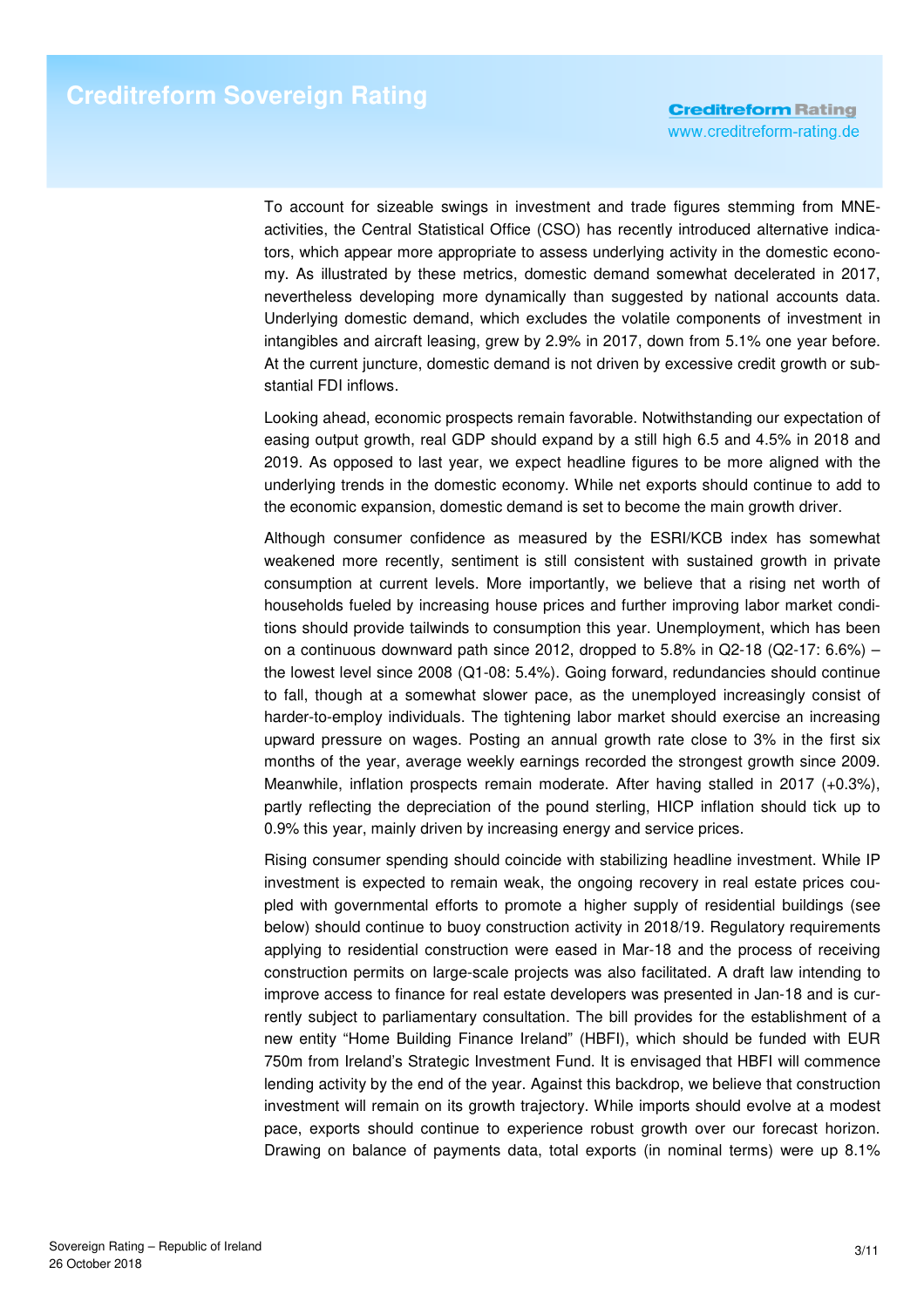To account for sizeable swings in investment and trade figures stemming from MNE-activities, the Central Statistical Office (CSO) has recently introduced alternative indicators, which appear more appropriate to assess underlying activity in the domestic economy. As illustrated by these metrics, domestic demand somewhat decelerated in 2017, nevertheless developing more dynamically than suggested by national accounts data. Underlying domestic demand, which excludes the volatile components of investment in intangibles and aircraft leasing, grew by 2.9% in 2017, down from 5.1% one year before. At the current juncture, domestic demand is not driven by excessive credit growth or substantial FDI inflows.

Looking ahead, economic prospects remain favorable. Notwithstanding our expectation of easing output growth, real GDP should expand by a still high 6.5 and 4.5% in 2018 and 2019. As opposed to last year, we expect headline figures to be more aligned with the underlying trends in the domestic economy. While net exports should continue to add to the economic expansion, domestic demand is set to become the main growth driver.

Although consumer confidence as measured by the ESRI/KCB index has somewhat weakened more recently, sentiment is still consistent with sustained growth in private consumption at current levels. More importantly, we believe that a rising net worth of households fueled by increasing house prices and further improving labor market conditions should provide tailwinds to consumption this year. Unemployment, which has been on a continuous downward path since 2012, dropped to 5.8% in Q2-18 (Q2-17: 6.6%) – the lowest level since 2008 (Q1-08: 5.4%). Going forward, redundancies should continue to fall, though at a somewhat slower pace, as the unemployed increasingly consist of harder-to-employ individuals. The tightening labor market should exercise an increasing upward pressure on wages. Posting an annual growth rate close to 3% in the first six months of the year, average weekly earnings recorded the strongest growth since 2009. Meanwhile, inflation prospects remain moderate. After having stalled in 2017 (+0.3%), partly reflecting the depreciation of the pound sterling, HICP inflation should tick up to 0.9% this year, mainly driven by increasing energy and service prices.

Rising consumer spending should coincide with stabilizing headline investment. While IP investment is expected to remain weak, the ongoing recovery in real estate prices coupled with governmental efforts to promote a higher supply of residential buildings (see below) should continue to buoy construction activity in 2018/19. Regulatory requirements applying to residential construction were eased in Mar-18 and the process of receiving construction permits on large-scale projects was also facilitated. A draft law intending to improve access to finance for real estate developers was presented in Jan-18 and is currently subject to parliamentary consultation. The bill provides for the establishment of a new entity "Home Building Finance Ireland" (HBFI), which should be funded with EUR 750m from Ireland's Strategic Investment Fund. It is envisaged that HBFI will commence lending activity by the end of the year. Against this backdrop, we believe that construction investment will remain on its growth trajectory. While imports should evolve at a modest pace, exports should continue to experience robust growth over our forecast horizon. Drawing on balance of payments data, total exports (in nominal terms) were up 8.1%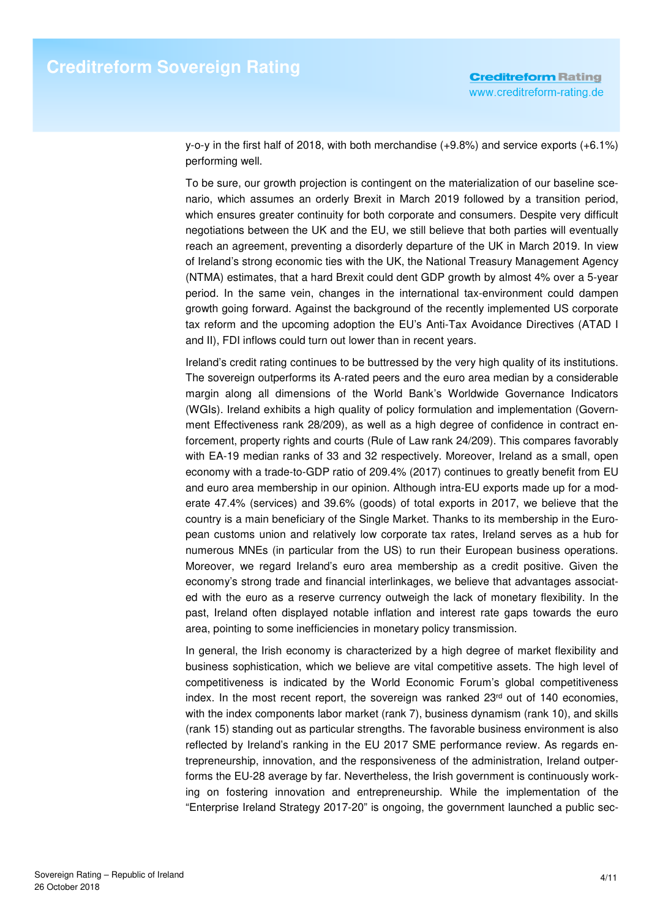y-o-y in the first half of 2018, with both merchandise (+9.8%) and service exports (+6.1%) performing well.

To be sure, our growth projection is contingent on the materialization of our baseline scenario, which assumes an orderly Brexit in March 2019 followed by a transition period, which ensures greater continuity for both corporate and consumers. Despite very difficult negotiations between the UK and the EU, we still believe that both parties will eventually reach an agreement, preventing a disorderly departure of the UK in March 2019. In view of Ireland's strong economic ties with the UK, the National Treasury Management Agency (NTMA) estimates, that a hard Brexit could dent GDP growth by almost 4% over a 5-year period. In the same vein, changes in the international tax-environment could dampen growth going forward. Against the background of the recently implemented US corporate tax reform and the upcoming adoption the EU's Anti-Tax Avoidance Directives (ATAD I and II), FDI inflows could turn out lower than in recent years.

Ireland's credit rating continues to be buttressed by the very high quality of its institutions. The sovereign outperforms its A-rated peers and the euro area median by a considerable margin along all dimensions of the World Bank's Worldwide Governance Indicators (WGIs). Ireland exhibits a high quality of policy formulation and implementation (Government Effectiveness rank 28/209), as well as a high degree of confidence in contract enforcement, property rights and courts (Rule of Law rank 24/209). This compares favorably with EA-19 median ranks of 33 and 32 respectively. Moreover, Ireland as a small, open economy with a trade-to-GDP ratio of 209.4% (2017) continues to greatly benefit from EU and euro area membership in our opinion. Although intra-EU exports made up for a moderate 47.4% (services) and 39.6% (goods) of total exports in 2017, we believe that the country is a main beneficiary of the Single Market. Thanks to its membership in the European customs union and relatively low corporate tax rates, Ireland serves as a hub for numerous MNEs (in particular from the US) to run their European business operations. Moreover, we regard Ireland's euro area membership as a credit positive. Given the economy's strong trade and financial interlinkages, we believe that advantages associated with the euro as a reserve currency outweigh the lack of monetary flexibility. In the past, Ireland often displayed notable inflation and interest rate gaps towards the euro area, pointing to some inefficiencies in monetary policy transmission.

In general, the Irish economy is characterized by a high degree of market flexibility and business sophistication, which we believe are vital competitive assets. The high level of competitiveness is indicated by the World Economic Forum's global competitiveness index. In the most recent report, the sovereign was ranked 23rd out of 140 economies, with the index components labor market (rank 7), business dynamism (rank 10), and skills (rank 15) standing out as particular strengths. The favorable business environment is also reflected by Ireland's ranking in the EU 2017 SME performance review. As regards entrepreneurship, innovation, and the responsiveness of the administration, Ireland outperforms the EU-28 average by far. Nevertheless, the Irish government is continuously working on fostering innovation and entrepreneurship. While the implementation of the "Enterprise Ireland Strategy 2017-20" is ongoing, the government launched a public sec-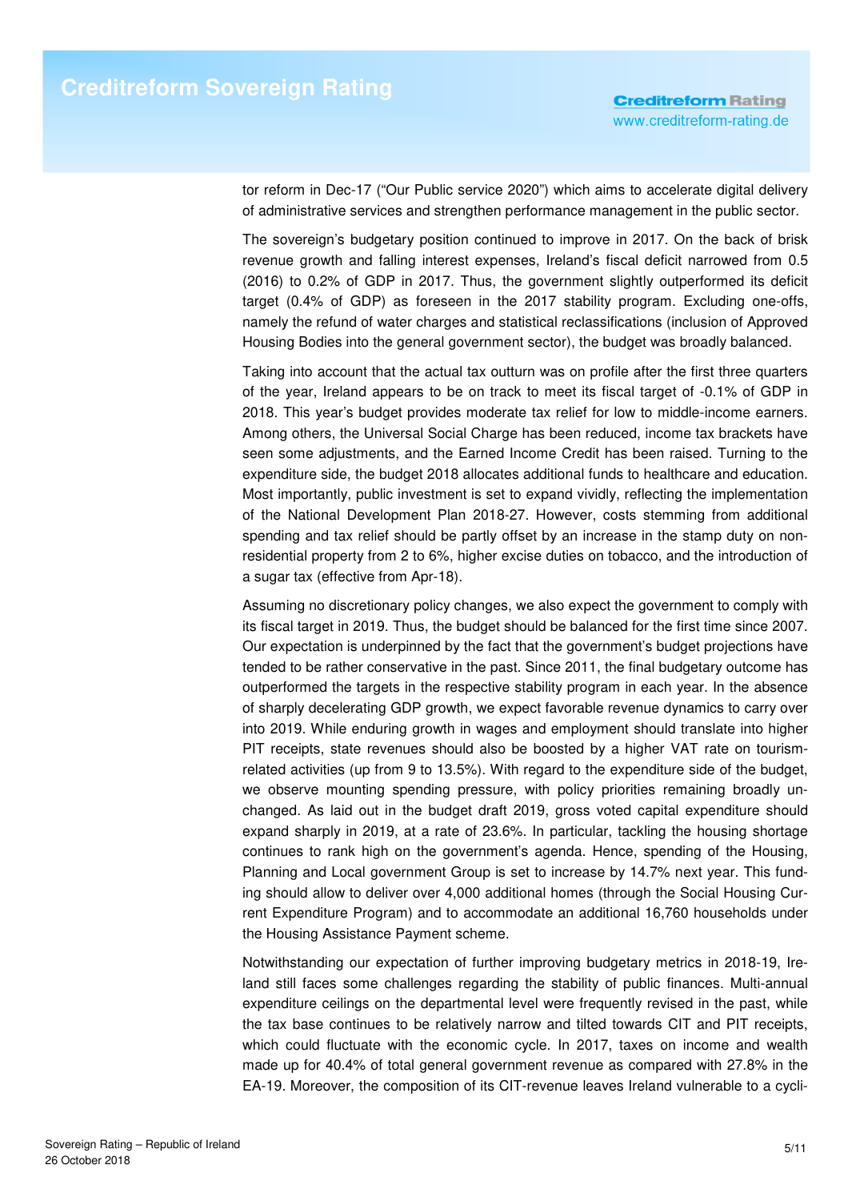tor reform in Dec-17 ("Our Public service 2020") which aims to accelerate digital delivery of administrative services and strengthen performance management in the public sector.

The sovereign's budgetary position continued to improve in 2017. On the back of brisk revenue growth and falling interest expenses, Ireland's fiscal deficit narrowed from 0.5 (2016) to 0.2% of GDP in 2017. Thus, the government slightly outperformed its deficit target (0.4% of GDP) as foreseen in the 2017 stability program. Excluding one-offs, namely the refund of water charges and statistical reclassifications (inclusion of Approved Housing Bodies into the general government sector), the budget was broadly balanced.

Taking into account that the actual tax outturn was on profile after the first three quarters of the year, Ireland appears to be on track to meet its fiscal target of -0.1% of GDP in 2018. This year's budget provides moderate tax relief for low to middle-income earners. Among others, the Universal Social Charge has been reduced, income tax brackets have seen some adjustments, and the Earned Income Credit has been raised. Turning to the expenditure side, the budget 2018 allocates additional funds to healthcare and education. Most importantly, public investment is set to expand vividly, reflecting the implementation of the National Development Plan 2018-27. However, costs stemming from additional spending and tax relief should be partly offset by an increase in the stamp duty on non-residential property from 2 to 6%, higher excise duties on tobacco, and the introduction of a sugar tax (effective from Apr-18).

Assuming no discretionary policy changes, we also expect the government to comply with its fiscal target in 2019. Thus, the budget should be balanced for the first time since 2007. Our expectation is underpinned by the fact that the government's budget projections have tended to be rather conservative in the past. Since 2011, the final budgetary outcome has outperformed the targets in the respective stability program in each year. In the absence of sharply decelerating GDP growth, we expect favorable revenue dynamics to carry over into 2019. While enduring growth in wages and employment should translate into higher PIT receipts, state revenues should also be boosted by a higher VAT rate on tourism-related activities (up from 9 to 13.5%). With regard to the expenditure side of the budget, we observe mounting spending pressure, with policy priorities remaining broadly unchanged. As laid out in the budget draft 2019, gross voted capital expenditure should expand sharply in 2019, at a rate of 23.6%. In particular, tackling the housing shortage continues to rank high on the government's agenda. Hence, spending of the Housing, Planning and Local government Group is set to increase by 14.7% next year. This funding should allow to deliver over 4,000 additional homes (through the Social Housing Current Expenditure Program) and to accommodate an additional 16,760 households under the Housing Assistance Payment scheme.

Notwithstanding our expectation of further improving budgetary metrics in 2018-19, Ireland still faces some challenges regarding the stability of public finances. Multi-annual expenditure ceilings on the departmental level were frequently revised in the past, while the tax base continues to be relatively narrow and tilted towards CIT and PIT receipts, which could fluctuate with the economic cycle. In 2017, taxes on income and wealth made up for 40.4% of total general government revenue as compared with 27.8% in the EA-19. Moreover, the composition of its CIT-revenue leaves Ireland vulnerable to a cycli-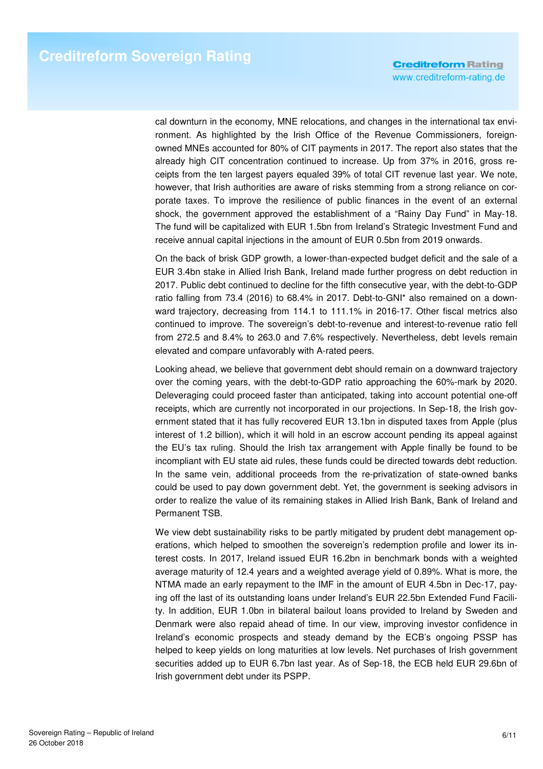cal downturn in the economy, MNE relocations, and changes in the international tax environment. As highlighted by the Irish Office of the Revenue Commissioners, foreign-owned MNEs accounted for 80% of CIT payments in 2017. The report also states that the already high CIT concentration continued to increase. Up from 37% in 2016, gross receipts from the ten largest payers equaled 39% of total CIT revenue last year. We note, however, that Irish authorities are aware of risks stemming from a strong reliance on corporate taxes. To improve the resilience of public finances in the event of an external shock, the government approved the establishment of a "Rainy Day Fund" in May-18. The fund will be capitalized with EUR 1.5bn from Ireland's Strategic Investment Fund and receive annual capital injections in the amount of EUR 0.5bn from 2019 onwards.

On the back of brisk GDP growth, a lower-than-expected budget deficit and the sale of a EUR 3.4bn stake in Allied Irish Bank, Ireland made further progress on debt reduction in 2017. Public debt continued to decline for the fifth consecutive year, with the debt-to-GDP ratio falling from 73.4 (2016) to 68.4% in 2017. Debt-to-GNI* also remained on a downward trajectory, decreasing from 114.1 to 111.1% in 2016-17. Other fiscal metrics also continued to improve. The sovereign's debt-to-revenue and interest-to-revenue ratio fell from 272.5 and 8.4% to 263.0 and 7.6% respectively. Nevertheless, debt levels remain elevated and compare unfavorably with A-rated peers.

Looking ahead, we believe that government debt should remain on a downward trajectory over the coming years, with the debt-to-GDP ratio approaching the 60%-mark by 2020. Deleveraging could proceed faster than anticipated, taking into account potential one-off receipts, which are currently not incorporated in our projections. In Sep-18, the Irish government stated that it has fully recovered EUR 13.1bn in disputed taxes from Apple (plus interest of 1.2 billion), which it will hold in an escrow account pending its appeal against the EU's tax ruling. Should the Irish tax arrangement with Apple finally be found to be incompliant with EU state aid rules, these funds could be directed towards debt reduction. In the same vein, additional proceeds from the re-privatization of state-owned banks could be used to pay down government debt. Yet, the government is seeking advisors in order to realize the value of its remaining stakes in Allied Irish Bank, Bank of Ireland and Permanent TSB.

We view debt sustainability risks to be partly mitigated by prudent debt management operations, which helped to smoothen the sovereign's redemption profile and lower its interest costs. In 2017, Ireland issued EUR 16.2bn in benchmark bonds with a weighted average maturity of 12.4 years and a weighted average yield of 0.89%. What is more, the NTMA made an early repayment to the IMF in the amount of EUR 4.5bn in Dec-17, paying off the last of its outstanding loans under Ireland's EUR 22.5bn Extended Fund Facility. In addition, EUR 1.0bn in bilateral bailout loans provided to Ireland by Sweden and Denmark were also repaid ahead of time. In our view, improving investor confidence in Ireland's economic prospects and steady demand by the ECB's ongoing PSSP has helped to keep yields on long maturities at low levels. Net purchases of Irish government securities added up to EUR 6.7bn last year. As of Sep-18, the ECB held EUR 29.6bn of Irish government debt under its PSPP.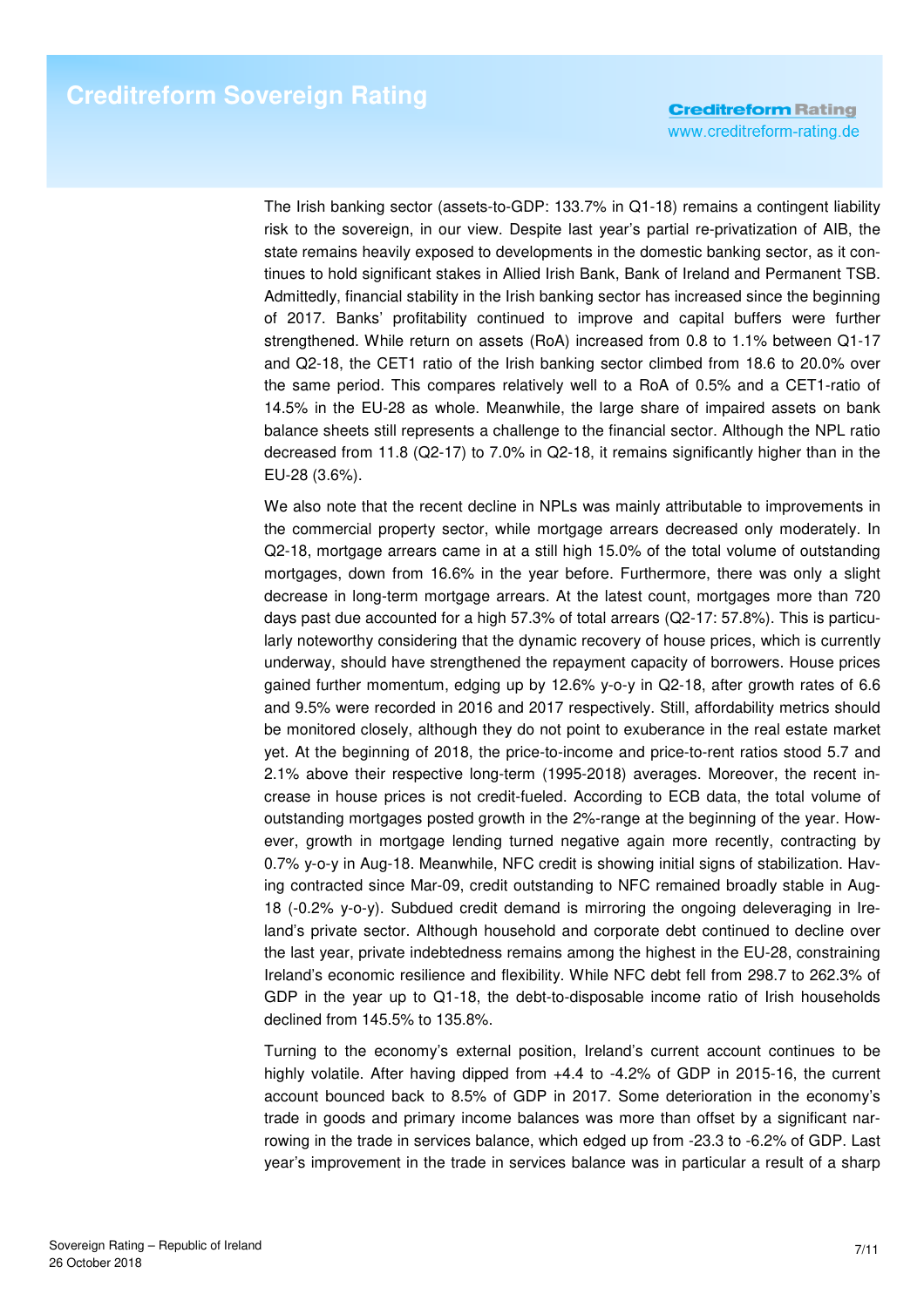The Irish banking sector (assets-to-GDP: 133.7% in Q1-18) remains a contingent liability risk to the sovereign, in our view. Despite last year's partial re-privatization of AIB, the state remains heavily exposed to developments in the domestic banking sector, as it continues to hold significant stakes in Allied Irish Bank, Bank of Ireland and Permanent TSB. Admittedly, financial stability in the Irish banking sector has increased since the beginning of 2017. Banks' profitability continued to improve and capital buffers were further strengthened. While return on assets (RoA) increased from 0.8 to 1.1% between Q1-17 and Q2-18, the CET1 ratio of the Irish banking sector climbed from 18.6 to 20.0% over the same period. This compares relatively well to a RoA of 0.5% and a CET1-ratio of 14.5% in the EU-28 as whole. Meanwhile, the large share of impaired assets on bank balance sheets still represents a challenge to the financial sector. Although the NPL ratio decreased from 11.8 (Q2-17) to 7.0% in Q2-18, it remains significantly higher than in the EU-28 (3.6%).

We also note that the recent decline in NPLs was mainly attributable to improvements in the commercial property sector, while mortgage arrears decreased only moderately. In Q2-18, mortgage arrears came in at a still high 15.0% of the total volume of outstanding mortgages, down from 16.6% in the year before. Furthermore, there was only a slight decrease in long-term mortgage arrears. At the latest count, mortgages more than 720 days past due accounted for a high 57.3% of total arrears (Q2-17: 57.8%). This is particularly noteworthy considering that the dynamic recovery of house prices, which is currently underway, should have strengthened the repayment capacity of borrowers. House prices gained further momentum, edging up by 12.6% y-o-y in Q2-18, after growth rates of 6.6 and 9.5% were recorded in 2016 and 2017 respectively. Still, affordability metrics should be monitored closely, although they do not point to exuberance in the real estate market yet. At the beginning of 2018, the price-to-income and price-to-rent ratios stood 5.7 and 2.1% above their respective long-term (1995-2018) averages. Moreover, the recent increase in house prices is not credit-fueled. According to ECB data, the total volume of outstanding mortgages posted growth in the 2%-range at the beginning of the year. However, growth in mortgage lending turned negative again more recently, contracting by 0.7% y-o-y in Aug-18. Meanwhile, NFC credit is showing initial signs of stabilization. Having contracted since Mar-09, credit outstanding to NFC remained broadly stable in Aug-18 (-0.2% y-o-y). Subdued credit demand is mirroring the ongoing deleveraging in Ireland's private sector. Although household and corporate debt continued to decline over the last year, private indebtedness remains among the highest in the EU-28, constraining Ireland's economic resilience and flexibility. While NFC debt fell from 298.7 to 262.3% of GDP in the year up to Q1-18, the debt-to-disposable income ratio of Irish households declined from 145.5% to 135.8%.

Turning to the economy's external position, Ireland's current account continues to be highly volatile. After having dipped from +4.4 to -4.2% of GDP in 2015-16, the current account bounced back to 8.5% of GDP in 2017. Some deterioration in the economy's trade in goods and primary income balances was more than offset by a significant narrowing in the trade in services balance, which edged up from -23.3 to -6.2% of GDP. Last year's improvement in the trade in services balance was in particular a result of a sharp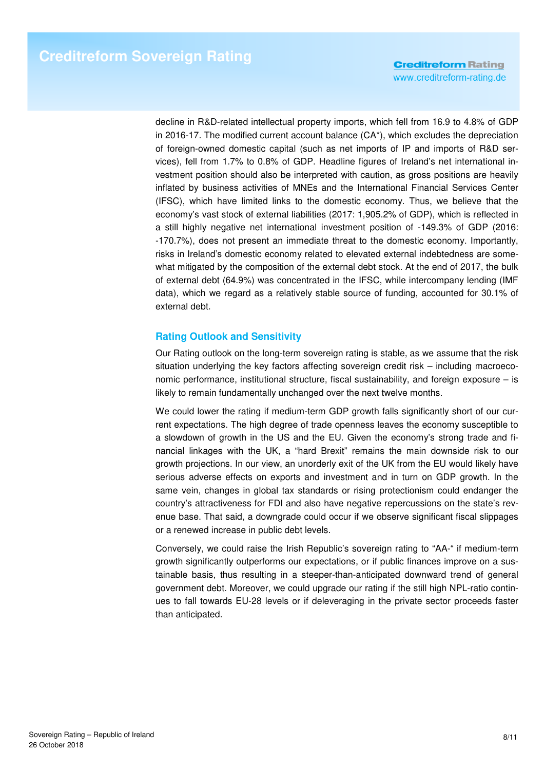decline in R&D-related intellectual property imports, which fell from 16.9 to 4.8% of GDP in 2016-17. The modified current account balance (CA*), which excludes the depreciation of foreign-owned domestic capital (such as net imports of IP and imports of R&D services), fell from 1.7% to 0.8% of GDP. Headline figures of Ireland's net international investment position should also be interpreted with caution, as gross positions are heavily inflated by business activities of MNEs and the International Financial Services Center (IFSC), which have limited links to the domestic economy. Thus, we believe that the economy's vast stock of external liabilities (2017: 1,905.2% of GDP), which is reflected in a still highly negative net international investment position of -149.3% of GDP (2016: -170.7%), does not present an immediate threat to the domestic economy. Importantly, risks in Ireland's domestic economy related to elevated external indebtedness are somewhat mitigated by the composition of the external debt stock. At the end of 2017, the bulk of external debt (64.9%) was concentrated in the IFSC, while intercompany lending (IMF data), which we regard as a relatively stable source of funding, accounted for 30.1% of external debt.

## Rating Outlook and Sensitivity

Our Rating outlook on the long-term sovereign rating is stable, as we assume that the risk situation underlying the key factors affecting sovereign credit risk – including macroeconomic performance, institutional structure, fiscal sustainability, and foreign exposure – is likely to remain fundamentally unchanged over the next twelve months.

We could lower the rating if medium-term GDP growth falls significantly short of our current expectations. The high degree of trade openness leaves the economy susceptible to a slowdown of growth in the US and the EU. Given the economy's strong trade and financial linkages with the UK, a "hard Brexit" remains the main downside risk to our growth projections. In our view, an unorderly exit of the UK from the EU would likely have serious adverse effects on exports and investment and in turn on GDP growth. In the same vein, changes in global tax standards or rising protectionism could endanger the country's attractiveness for FDI and also have negative repercussions on the state's revenue base. That said, a downgrade could occur if we observe significant fiscal slippages or a renewed increase in public debt levels.

Conversely, we could raise the Irish Republic's sovereign rating to "AA-" if medium-term growth significantly outperforms our expectations, or if public finances improve on a sustainable basis, thus resulting in a steeper-than-anticipated downward trend of general government debt. Moreover, we could upgrade our rating if the still high NPL-ratio continues to fall towards EU-28 levels or if deleveraging in the private sector proceeds faster than anticipated.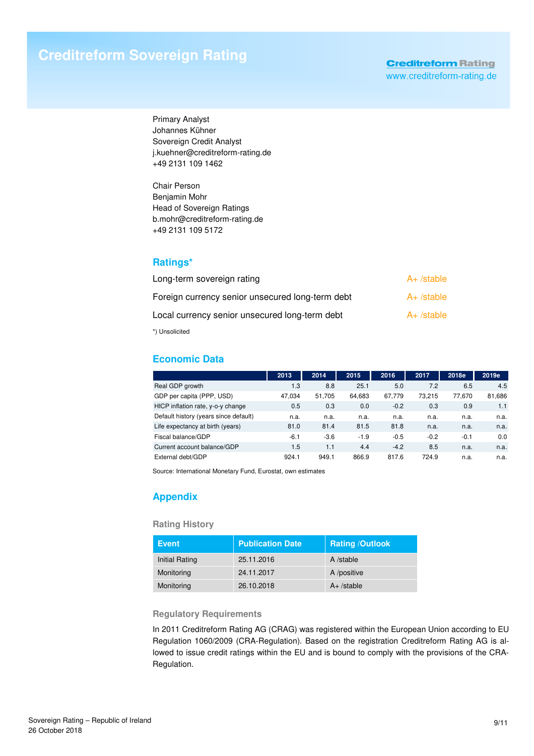# Creditreform Sovereign Rating

**Creditreform Rating**
www.creditreform-rating.de

Primary Analyst
Johannes Kühner
Sovereign Credit Analyst
j.kuehner@creditreform-rating.de
+49 2131 109 1462

Chair Person
Benjamin Mohr
Head of Sovereign Ratings
b.mohr@creditreform-rating.de
+49 2131 109 5172

## Ratings*

| | |
|---|---|
| Long-term sovereign rating | A+ /stable |
| Foreign currency senior unsecured long-term debt | A+ /stable |
| Local currency senior unsecured long-term debt | A+ /stable |

*) Unsolicited

## Economic Data

| | 2013 | 2014 | 2015 | 2016 | 2017 | 2018e | 2019e |
|---|---|---|---|---|---|---|---|
| Real GDP growth | 1.3 | 8.8 | 25.1 | 5.0 | 7.2 | 6.5 | 4.5 |
| GDP per capita (PPP, USD) | 47,034 | 51,705 | 64,683 | 67,779 | 73,215 | 77,670 | 81,686 |
| HICP inflation rate, y-o-y change | 0.5 | 0.3 | 0.0 | -0.2 | 0.3 | 0.9 | 1.1 |
| Default history (years since default) | n.a. | n.a. | n.a. | n.a. | n.a. | n.a. | n.a. |
| Life expectancy at birth (years) | 81.0 | 81.4 | 81.5 | 81.8 | n.a. | n.a. | n.a. |
| Fiscal balance/GDP | -6.1 | -3.6 | -1.9 | -0.5 | -0.2 | -0.1 | 0.0 |
| Current account balance/GDP | 1.5 | 1.1 | 4.4 | -4.2 | 8.5 | n.a. | n.a. |
| External debt/GDP | 924.1 | 949.1 | 866.9 | 817.6 | 724.9 | n.a. | n.a. |

Source: International Monetary Fund, Eurostat, own estimates

## Appendix

### Rating History

| Event | Publication Date | Rating /Outlook |
|---|---|---|
| Initial Rating | 25.11.2016 | A /stable |
| Monitoring | 24.11.2017 | A /positive |
| Monitoring | 26.10.2018 | A+ /stable |

### Regulatory Requirements

In 2011 Creditreform Rating AG (CRAG) was registered within the European Union according to EU Regulation 1060/2009 (CRA-Regulation). Based on the registration Creditreform Rating AG is allowed to issue credit ratings within the EU and is bound to comply with the provisions of the CRA-Regulation.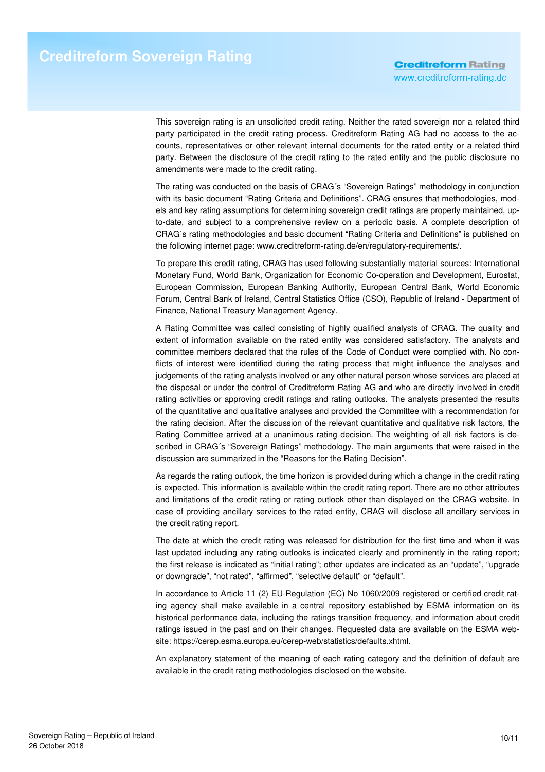This sovereign rating is an unsolicited credit rating. Neither the rated sovereign nor a related third party participated in the credit rating process. Creditreform Rating AG had no access to the accounts, representatives or other relevant internal documents for the rated entity or a related third party. Between the disclosure of the credit rating to the rated entity and the public disclosure no amendments were made to the credit rating.

The rating was conducted on the basis of CRAG´s "Sovereign Ratings" methodology in conjunction with its basic document "Rating Criteria and Definitions". CRAG ensures that methodologies, models and key rating assumptions for determining sovereign credit ratings are properly maintained, up-to-date, and subject to a comprehensive review on a periodic basis. A complete description of CRAG´s rating methodologies and basic document "Rating Criteria and Definitions" is published on the following internet page: www.creditreform-rating.de/en/regulatory-requirements/.

To prepare this credit rating, CRAG has used following substantially material sources: International Monetary Fund, World Bank, Organization for Economic Co-operation and Development, Eurostat, European Commission, European Banking Authority, European Central Bank, World Economic Forum, Central Bank of Ireland, Central Statistics Office (CSO), Republic of Ireland - Department of Finance, National Treasury Management Agency.

A Rating Committee was called consisting of highly qualified analysts of CRAG. The quality and extent of information available on the rated entity was considered satisfactory. The analysts and committee members declared that the rules of the Code of Conduct were complied with. No conflicts of interest were identified during the rating process that might influence the analyses and judgements of the rating analysts involved or any other natural person whose services are placed at the disposal or under the control of Creditreform Rating AG and who are directly involved in credit rating activities or approving credit ratings and rating outlooks. The analysts presented the results of the quantitative and qualitative analyses and provided the Committee with a recommendation for the rating decision. After the discussion of the relevant quantitative and qualitative risk factors, the Rating Committee arrived at a unanimous rating decision. The weighting of all risk factors is described in CRAG´s "Sovereign Ratings" methodology. The main arguments that were raised in the discussion are summarized in the "Reasons for the Rating Decision".

As regards the rating outlook, the time horizon is provided during which a change in the credit rating is expected. This information is available within the credit rating report. There are no other attributes and limitations of the credit rating or rating outlook other than displayed on the CRAG website. In case of providing ancillary services to the rated entity, CRAG will disclose all ancillary services in the credit rating report.

The date at which the credit rating was released for distribution for the first time and when it was last updated including any rating outlooks is indicated clearly and prominently in the rating report; the first release is indicated as "initial rating"; other updates are indicated as an "update", "upgrade or downgrade", "not rated", "affirmed", "selective default" or "default".

In accordance to Article 11 (2) EU-Regulation (EC) No 1060/2009 registered or certified credit rating agency shall make available in a central repository established by ESMA information on its historical performance data, including the ratings transition frequency, and information about credit ratings issued in the past and on their changes. Requested data are available on the ESMA website: https://cerep.esma.europa.eu/cerep-web/statistics/defaults.xhtml.

An explanatory statement of the meaning of each rating category and the definition of default are available in the credit rating methodologies disclosed on the website.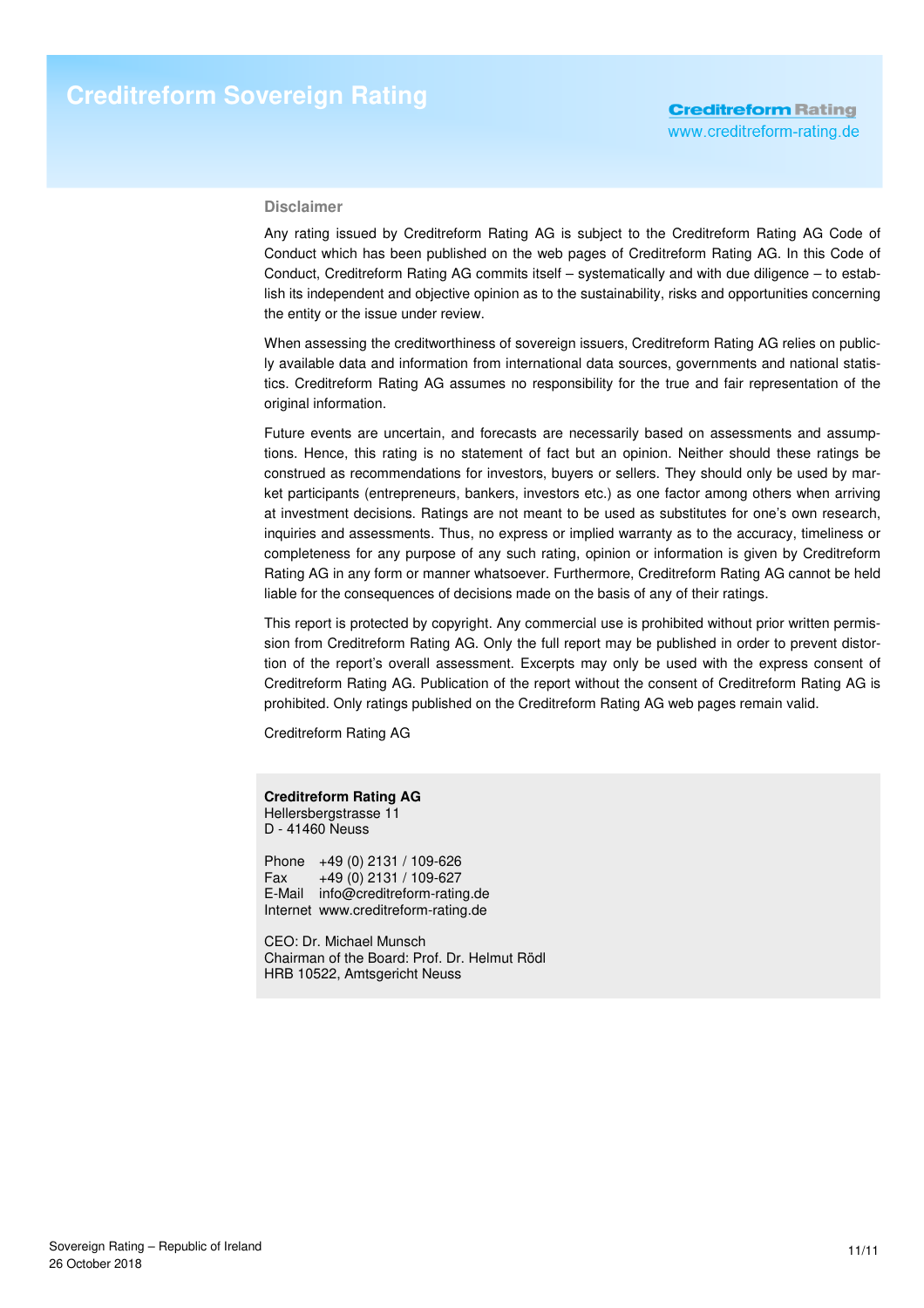## Disclaimer

Any rating issued by Creditreform Rating AG is subject to the Creditreform Rating AG Code of Conduct which has been published on the web pages of Creditreform Rating AG. In this Code of Conduct, Creditreform Rating AG commits itself – systematically and with due diligence – to establish its independent and objective opinion as to the sustainability, risks and opportunities concerning the entity or the issue under review.

When assessing the creditworthiness of sovereign issuers, Creditreform Rating AG relies on publicly available data and information from international data sources, governments and national statistics. Creditreform Rating AG assumes no responsibility for the true and fair representation of the original information.

Future events are uncertain, and forecasts are necessarily based on assessments and assumptions. Hence, this rating is no statement of fact but an opinion. Neither should these ratings be construed as recommendations for investors, buyers or sellers. They should only be used by market participants (entrepreneurs, bankers, investors etc.) as one factor among others when arriving at investment decisions. Ratings are not meant to be used as substitutes for one's own research, inquiries and assessments. Thus, no express or implied warranty as to the accuracy, timeliness or completeness for any purpose of any such rating, opinion or information is given by Creditreform Rating AG in any form or manner whatsoever. Furthermore, Creditreform Rating AG cannot be held liable for the consequences of decisions made on the basis of any of their ratings.

This report is protected by copyright. Any commercial use is prohibited without prior written permission from Creditreform Rating AG. Only the full report may be published in order to prevent distortion of the report's overall assessment. Excerpts may only be used with the express consent of Creditreform Rating AG. Publication of the report without the consent of Creditreform Rating AG is prohibited. Only ratings published on the Creditreform Rating AG web pages remain valid.

Creditreform Rating AG

**Creditreform Rating AG**
Hellersbergstrasse 11
D - 41460 Neuss

Phone +49 (0) 2131 / 109-626
Fax +49 (0) 2131 / 109-627
E-Mail info@creditreform-rating.de
Internet www.creditreform-rating.de

CEO: Dr. Michael Munsch
Chairman of the Board: Prof. Dr. Helmut Rödl
HRB 10522, Amtsgericht Neuss